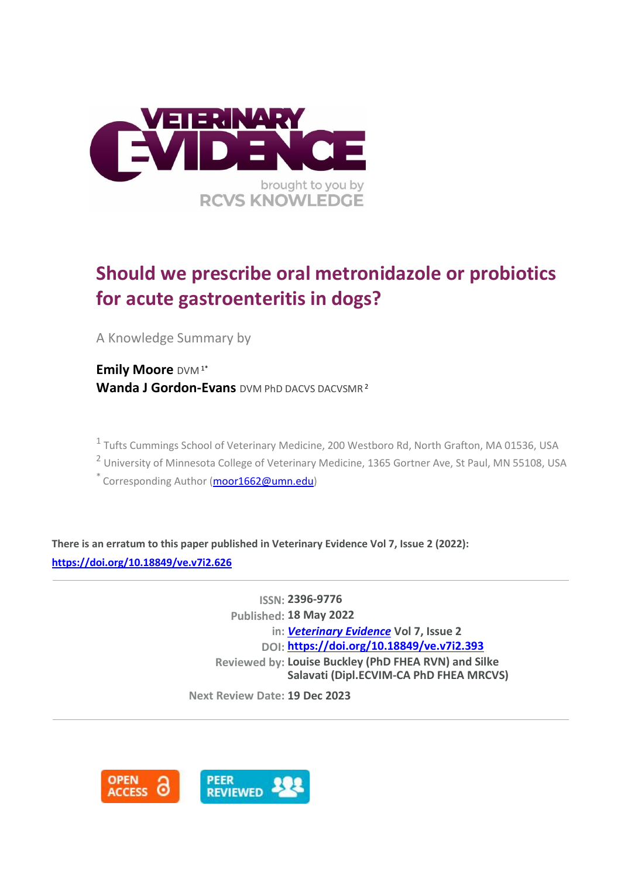# Should we prescribe oral metronidazole or probiotics for acute gastroenteritis in dogs?

A Knowledge Summary by

**Emily Moore** DVM [1*]
**Wanda J Gordon-Evans** DVM PhD DACVS DACVSMR [2]

[1] Tufts Cummings School of Veterinary Medicine, 200 Westboro Rd, North Grafton, MA 01536, USA
[2] University of Minnesota College of Veterinary Medicine, 1365 Gortner Ave, St Paul, MN 55108, USA
[*] Corresponding Author (moor1662@umn.edu)

**There is an erratum to this paper published in Veterinary Evidence Vol 7, Issue 2 (2022): https://doi.org/10.18849/ve.v7i2.626**

---

ISSN: **2396-9776**
Published: **18 May 2022**
in: ***Veterinary Evidence*** **Vol 7, Issue 2**
DOI: **https://doi.org/10.18849/ve.v7i2.393**
Reviewed by: **Louise Buckley (PhD FHEA RVN) and Silke Salavati (Dipl.ECVIM-CA PhD FHEA MRCVS)**

Next Review Date: **19 Dec 2023**

---

OPEN ACCESS
PEER REVIEWED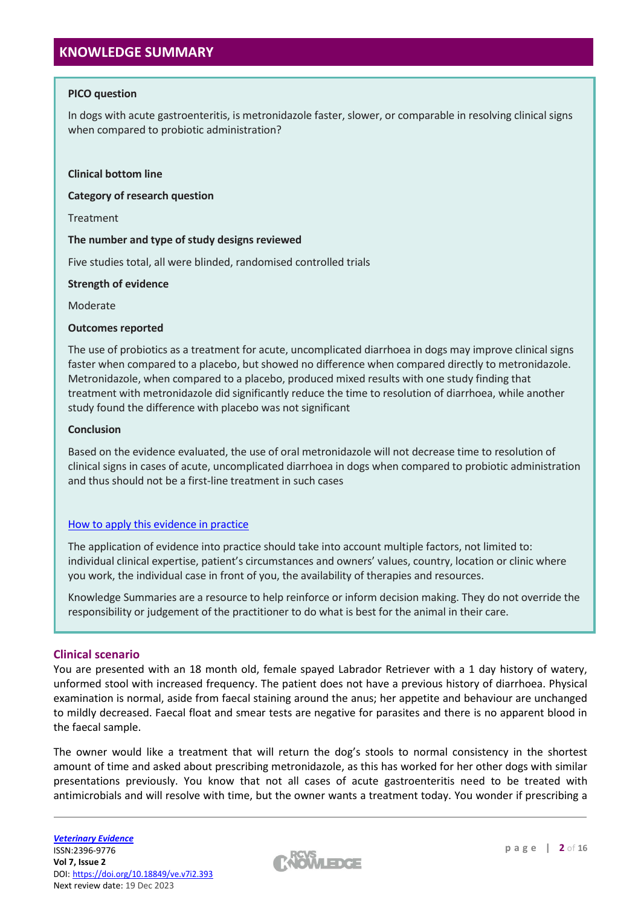## KNOWLEDGE SUMMARY

**PICO question**

In dogs with acute gastroenteritis, is metronidazole faster, slower, or comparable in resolving clinical signs when compared to probiotic administration?

**Clinical bottom line**

**Category of research question**

Treatment

**The number and type of study designs reviewed**

Five studies total, all were blinded, randomised controlled trials

**Strength of evidence**

Moderate

**Outcomes reported**

The use of probiotics as a treatment for acute, uncomplicated diarrhoea in dogs may improve clinical signs faster when compared to a placebo, but showed no difference when compared directly to metronidazole. Metronidazole, when compared to a placebo, produced mixed results with one study finding that treatment with metronidazole did significantly reduce the time to resolution of diarrhoea, while another study found the difference with placebo was not significant

**Conclusion**

Based on the evidence evaluated, the use of oral metronidazole will not decrease time to resolution of clinical signs in cases of acute, uncomplicated diarrhoea in dogs when compared to probiotic administration and thus should not be a first-line treatment in such cases

How to apply this evidence in practice

The application of evidence into practice should take into account multiple factors, not limited to: individual clinical expertise, patient's circumstances and owners' values, country, location or clinic where you work, the individual case in front of you, the availability of therapies and resources.

Knowledge Summaries are a resource to help reinforce or inform decision making. They do not override the responsibility or judgement of the practitioner to do what is best for the animal in their care.

### Clinical scenario

You are presented with an 18 month old, female spayed Labrador Retriever with a 1 day history of watery, unformed stool with increased frequency. The patient does not have a previous history of diarrhoea. Physical examination is normal, aside from faecal staining around the anus; her appetite and behaviour are unchanged to mildly decreased. Faecal float and smear tests are negative for parasites and there is no apparent blood in the faecal sample.

The owner would like a treatment that will return the dog's stools to normal consistency in the shortest amount of time and asked about prescribing metronidazole, as this has worked for her other dogs with similar presentations previously. You know that not all cases of acute gastroenteritis need to be treated with antimicrobials and will resolve with time, but the owner wants a treatment today. You wonder if prescribing a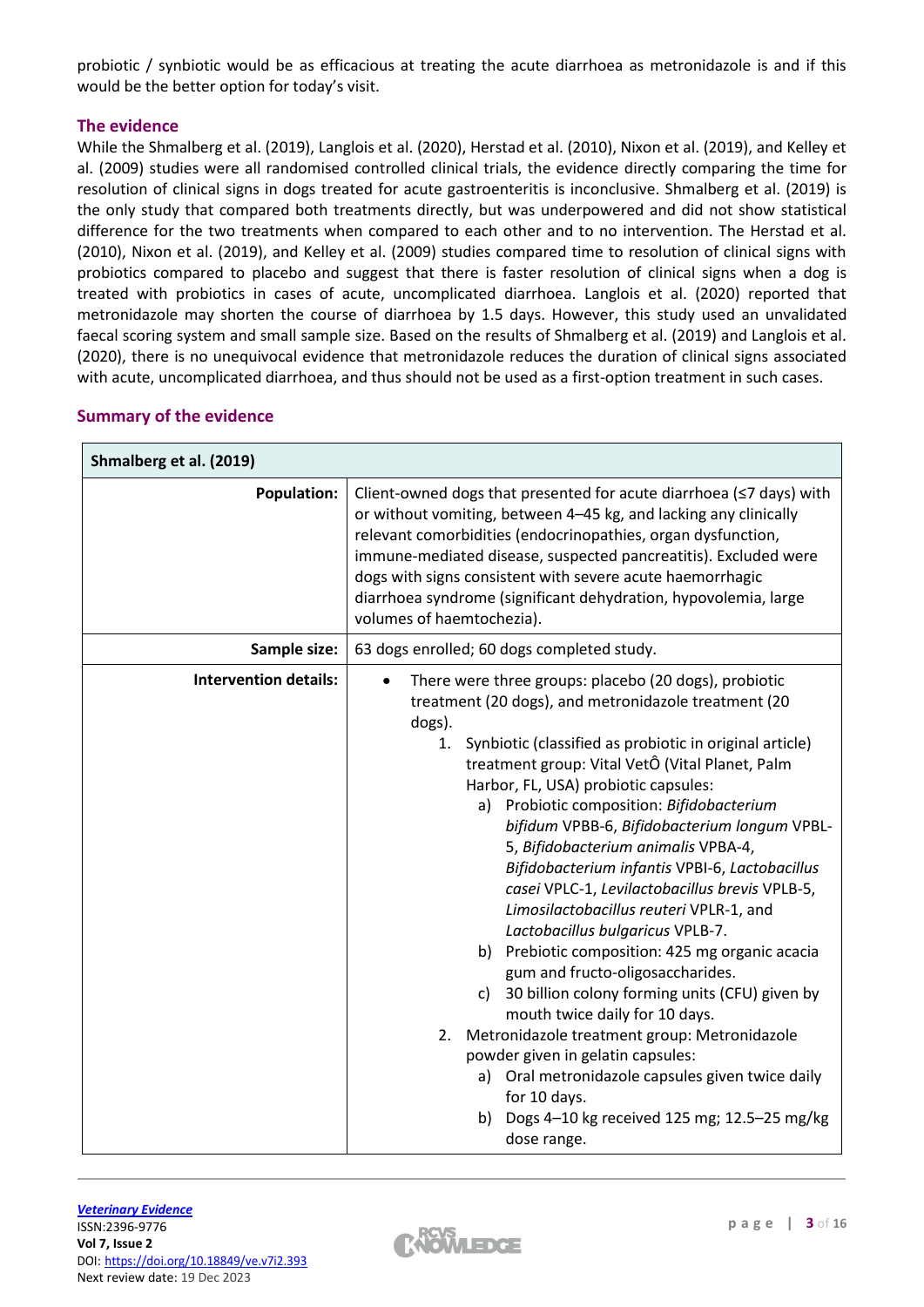probiotic / synbiotic would be as efficacious at treating the acute diarrhoea as metronidazole is and if this would be the better option for today's visit.

## The evidence

While the Shmalberg et al. (2019), Langlois et al. (2020), Herstad et al. (2010), Nixon et al. (2019), and Kelley et al. (2009) studies were all randomised controlled clinical trials, the evidence directly comparing the time for resolution of clinical signs in dogs treated for acute gastroenteritis is inconclusive. Shmalberg et al. (2019) is the only study that compared both treatments directly, but was underpowered and did not show statistical difference for the two treatments when compared to each other and to no intervention. The Herstad et al. (2010), Nixon et al. (2019), and Kelley et al. (2009) studies compared time to resolution of clinical signs with probiotics compared to placebo and suggest that there is faster resolution of clinical signs when a dog is treated with probiotics in cases of acute, uncomplicated diarrhoea. Langlois et al. (2020) reported that metronidazole may shorten the course of diarrhoea by 1.5 days. However, this study used an unvalidated faecal scoring system and small sample size. Based on the results of Shmalberg et al. (2019) and Langlois et al. (2020), there is no unequivocal evidence that metronidazole reduces the duration of clinical signs associated with acute, uncomplicated diarrhoea, and thus should not be used as a first-option treatment in such cases.

## Summary of the evidence

| **Shmalberg et al. (2019)** | |
|---|---|
| **Population:** | Client-owned dogs that presented for acute diarrhoea (≤7 days) with or without vomiting, between 4–45 kg, and lacking any clinically relevant comorbidities (endocrinopathies, organ dysfunction, immune-mediated disease, suspected pancreatitis). Excluded were dogs with signs consistent with severe acute haemorrhagic diarrhoea syndrome (significant dehydration, hypovolemia, large volumes of haemtochezia). |
| **Sample size:** | 63 dogs enrolled; 60 dogs completed study. |
| **Intervention details:** | • There were three groups: placebo (20 dogs), probiotic treatment (20 dogs), and metronidazole treatment (20 dogs).<br>1. Synbiotic (classified as probiotic in original article) treatment group: Vital VetÔ (Vital Planet, Palm Harbor, FL, USA) probiotic capsules:<br>a) Probiotic composition: *Bifidobacterium bifidum* VPBB-6, *Bifidobacterium longum* VPBL-5, *Bifidobacterium animalis* VPBA-4, *Bifidobacterium infantis* VPBI-6, *Lactobacillus casei* VPLC-1, *Levilactobacillus brevis* VPLB-5, *Limosilactobacillus reuteri* VPLR-1, and *Lactobacillus bulgaricus* VPLB-7.<br>b) Prebiotic composition: 425 mg organic acacia gum and fructo-oligosaccharides.<br>c) 30 billion colony forming units (CFU) given by mouth twice daily for 10 days.<br>2. Metronidazole treatment group: Metronidazole powder given in gelatin capsules:<br>a) Oral metronidazole capsules given twice daily for 10 days.<br>b) Dogs 4–10 kg received 125 mg; 12.5–25 mg/kg dose range. |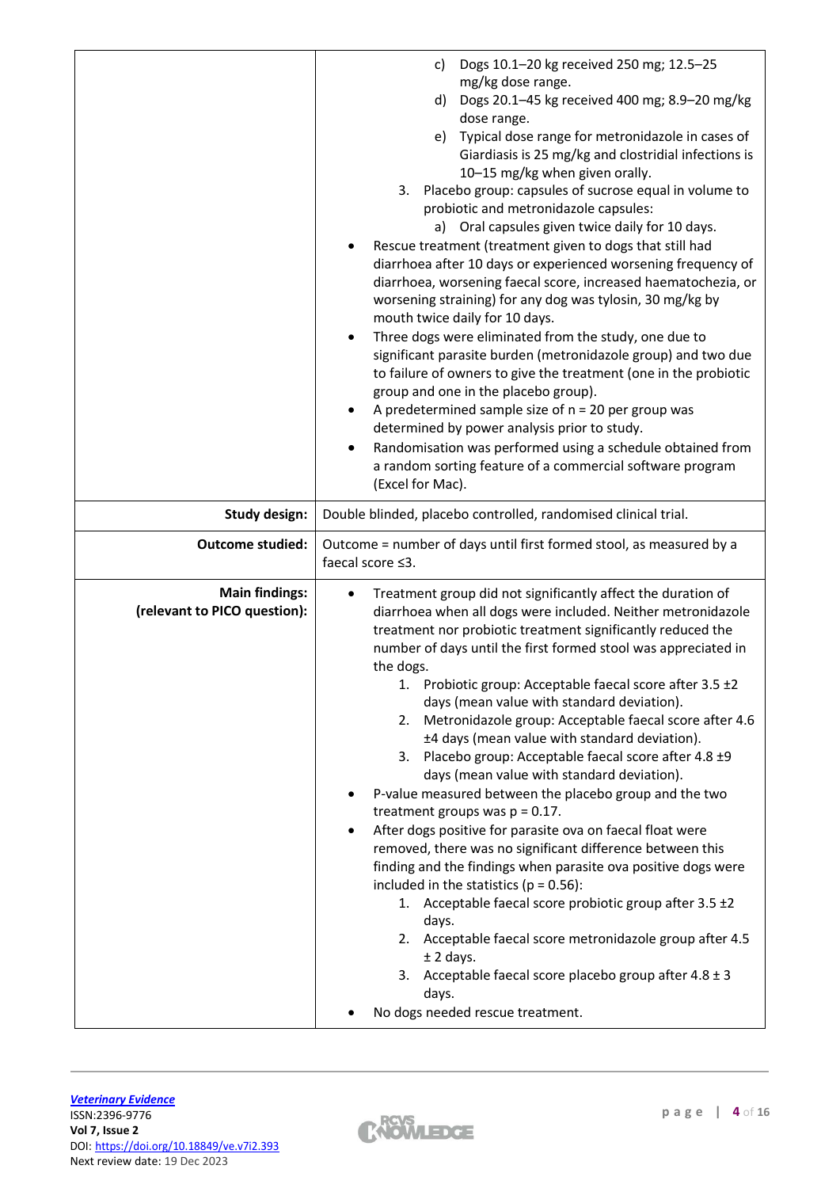| | |
|---|---|
| | c) Dogs 10.1–20 kg received 250 mg; 12.5–25 mg/kg dose range.<br>d) Dogs 20.1–45 kg received 400 mg; 8.9–20 mg/kg dose range.<br>e) Typical dose range for metronidazole in cases of Giardiasis is 25 mg/kg and clostridial infections is 10–15 mg/kg when given orally.<br>3. Placebo group: capsules of sucrose equal in volume to probiotic and metronidazole capsules:<br>a) Oral capsules given twice daily for 10 days.<br>• Rescue treatment (treatment given to dogs that still had diarrhoea after 10 days or experienced worsening frequency of diarrhoea, worsening faecal score, increased haematochezia, or worsening straining) for any dog was tylosin, 30 mg/kg by mouth twice daily for 10 days.<br>• Three dogs were eliminated from the study, one due to significant parasite burden (metronidazole group) and two due to failure of owners to give the treatment (one in the probiotic group and one in the placebo group).<br>• A predetermined sample size of n = 20 per group was determined by power analysis prior to study.<br>• Randomisation was performed using a schedule obtained from a random sorting feature of a commercial software program (Excel for Mac). |
| **Study design:** | Double blinded, placebo controlled, randomised clinical trial. |
| **Outcome studied:** | Outcome = number of days until first formed stool, as measured by a faecal score ≤3. |
| **Main findings: (relevant to PICO question):** | • Treatment group did not significantly affect the duration of diarrhoea when all dogs were included. Neither metronidazole treatment nor probiotic treatment significantly reduced the number of days until the first formed stool was appreciated in the dogs.<br>1. Probiotic group: Acceptable faecal score after 3.5 ±2 days (mean value with standard deviation).<br>2. Metronidazole group: Acceptable faecal score after 4.6 ±4 days (mean value with standard deviation).<br>3. Placebo group: Acceptable faecal score after 4.8 ±9 days (mean value with standard deviation).<br>• P-value measured between the placebo group and the two treatment groups was p = 0.17.<br>• After dogs positive for parasite ova on faecal float were removed, there was no significant difference between this finding and the findings when parasite ova positive dogs were included in the statistics (p = 0.56):<br>1. Acceptable faecal score probiotic group after 3.5 ±2 days.<br>2. Acceptable faecal score metronidazole group after 4.5 ± 2 days.<br>3. Acceptable faecal score placebo group after 4.8 ± 3 days.<br>• No dogs needed rescue treatment. |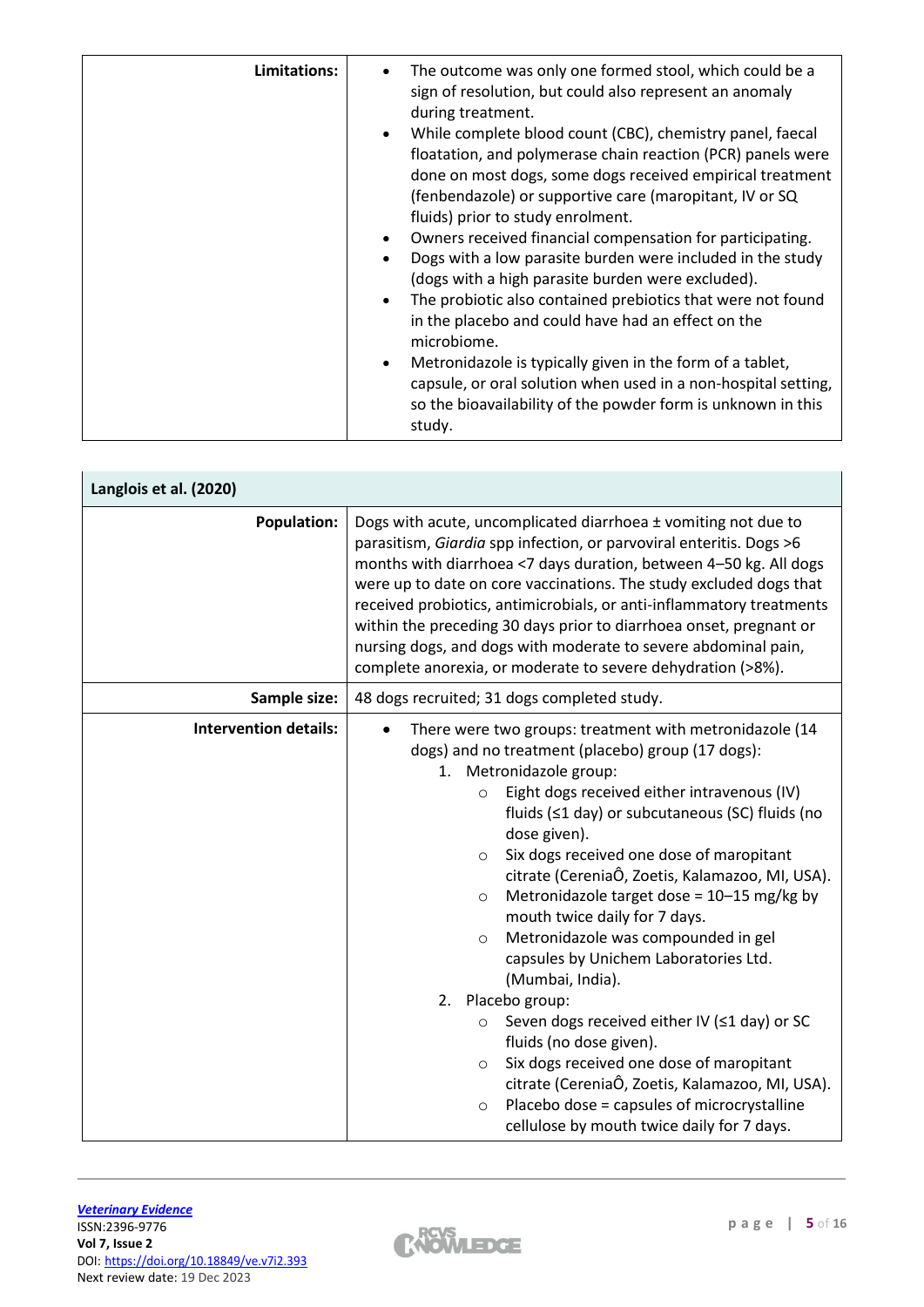| Limitations: | <ul><li>The outcome was only one formed stool, which could be a sign of resolution, but could also represent an anomaly during treatment.</li><li>While complete blood count (CBC), chemistry panel, faecal floatation, and polymerase chain reaction (PCR) panels were done on most dogs, some dogs received empirical treatment (fenbendazole) or supportive care (maropitant, IV or SQ fluids) prior to study enrolment.</li><li>Owners received financial compensation for participating.</li><li>Dogs with a low parasite burden were included in the study (dogs with a high parasite burden were excluded).</li><li>The probiotic also contained prebiotics that were not found in the placebo and could have had an effect on the microbiome.</li><li>Metronidazole is typically given in the form of a tablet, capsule, or oral solution when used in a non-hospital setting, so the bioavailability of the powder form is unknown in this study.</li></ul> |
|---|---|

| **Langlois et al. (2020)** | |
|---|---|
| **Population:** | Dogs with acute, uncomplicated diarrhoea ± vomiting not due to parasitism, *Giardia* spp infection, or parvoviral enteritis. Dogs >6 months with diarrhoea <7 days duration, between 4–50 kg. All dogs were up to date on core vaccinations. The study excluded dogs that received probiotics, antimicrobials, or anti-inflammatory treatments within the preceding 30 days prior to diarrhoea onset, pregnant or nursing dogs, and dogs with moderate to severe abdominal pain, complete anorexia, or moderate to severe dehydration (>8%). |
| **Sample size:** | 48 dogs recruited; 31 dogs completed study. |
| **Intervention details:** | <ul><li>There were two groups: treatment with metronidazole (14 dogs) and no treatment (placebo) group (17 dogs):<ol><li>Metronidazole group:<ul><li>Eight dogs received either intravenous (IV) fluids (≤1 day) or subcutaneous (SC) fluids (no dose given).</li><li>Six dogs received one dose of maropitant citrate (CereniaÔ, Zoetis, Kalamazoo, MI, USA).</li><li>Metronidazole target dose = 10–15 mg/kg by mouth twice daily for 7 days.</li><li>Metronidazole was compounded in gel capsules by Unichem Laboratories Ltd. (Mumbai, India).</li></ul></li><li>Placebo group:<ul><li>Seven dogs received either IV (≤1 day) or SC fluids (no dose given).</li><li>Six dogs received one dose of maropitant citrate (CereniaÔ, Zoetis, Kalamazoo, MI, USA).</li><li>Placebo dose = capsules of microcrystalline cellulose by mouth twice daily for 7 days.</li></ul></li></ol></li></ul> |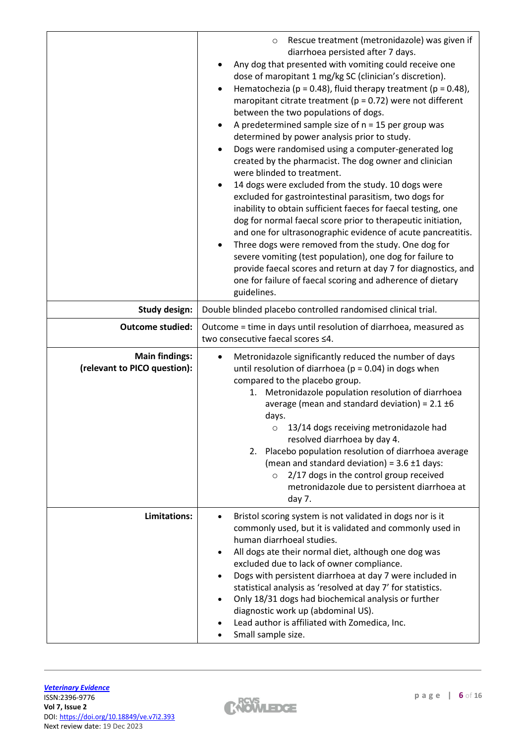| | |
|---|---|
| | ◦ Rescue treatment (metronidazole) was given if diarrhoea persisted after 7 days.<br>• Any dog that presented with vomiting could receive one dose of maropitant 1 mg/kg SC (clinician's discretion).<br>• Hematochezia ($p = 0.48$), fluid therapy treatment ($p = 0.48$), maropitant citrate treatment ($p = 0.72$) were not different between the two populations of dogs.<br>• A predetermined sample size of n = 15 per group was determined by power analysis prior to study.<br>• Dogs were randomised using a computer-generated log created by the pharmacist. The dog owner and clinician were blinded to treatment.<br>• 14 dogs were excluded from the study. 10 dogs were excluded for gastrointestinal parasitism, two dogs for inability to obtain sufficient faeces for faecal testing, one dog for normal faecal score prior to therapeutic initiation, and one for ultrasonographic evidence of acute pancreatitis.<br>• Three dogs were removed from the study. One dog for severe vomiting (test population), one dog for failure to provide faecal scores and return at day 7 for diagnostics, and one for failure of faecal scoring and adherence of dietary guidelines. |
| **Study design:** | Double blinded placebo controlled randomised clinical trial. |
| **Outcome studied:** | Outcome = time in days until resolution of diarrhoea, measured as two consecutive faecal scores ≤4. |
| **Main findings:**<br>**(relevant to PICO question):** | • Metronidazole significantly reduced the number of days until resolution of diarrhoea ($p = 0.04$) in dogs when compared to the placebo group.<br>1. Metronidazole population resolution of diarrhoea average (mean and standard deviation) = 2.1 ±6 days.<br>◦ 13/14 dogs receiving metronidazole had resolved diarrhoea by day 4.<br>2. Placebo population resolution of diarrhoea average (mean and standard deviation) = 3.6 ±1 days:<br>◦ 2/17 dogs in the control group received metronidazole due to persistent diarrhoea at day 7. |
| **Limitations:** | • Bristol scoring system is not validated in dogs nor is it commonly used, but it is validated and commonly used in human diarrhoeal studies.<br>• All dogs ate their normal diet, although one dog was excluded due to lack of owner compliance.<br>• Dogs with persistent diarrhoea at day 7 were included in statistical analysis as 'resolved at day 7' for statistics.<br>• Only 18/31 dogs had biochemical analysis or further diagnostic work up (abdominal US).<br>• Lead author is affiliated with Zomedica, Inc.<br>• Small sample size. |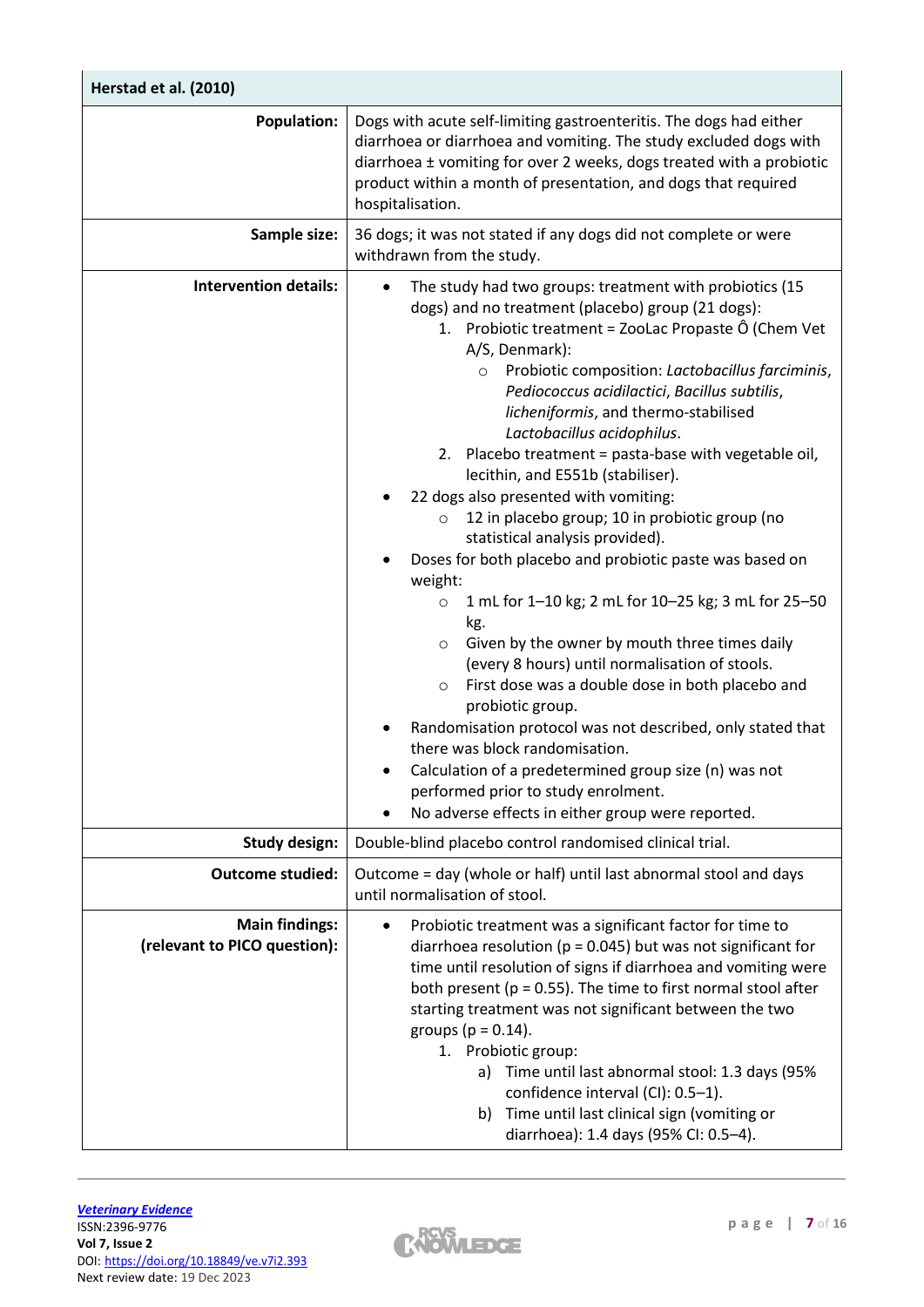| Herstad et al. (2010) | |
|---|---|
| **Population:** | Dogs with acute self-limiting gastroenteritis. The dogs had either diarrhoea or diarrhoea and vomiting. The study excluded dogs with diarrhoea ± vomiting for over 2 weeks, dogs treated with a probiotic product within a month of presentation, and dogs that required hospitalisation. |
| **Sample size:** | 36 dogs; it was not stated if any dogs did not complete or were withdrawn from the study. |
| **Intervention details:** | • The study had two groups: treatment with probiotics (15 dogs) and no treatment (placebo) group (21 dogs):<br>&nbsp;&nbsp;&nbsp;&nbsp;1. Probiotic treatment = ZooLac Propaste Ô (Chem Vet A/S, Denmark):<br>&nbsp;&nbsp;&nbsp;&nbsp;&nbsp;&nbsp;&nbsp;&nbsp;○ Probiotic composition: *Lactobacillus farciminis*, *Pediococcus acidilactici*, *Bacillus subtilis*, *licheniformis*, and thermo-stabilised *Lactobacillus acidophilus*.<br>&nbsp;&nbsp;&nbsp;&nbsp;2. Placebo treatment = pasta-base with vegetable oil, lecithin, and E551b (stabiliser).<br>• 22 dogs also presented with vomiting:<br>&nbsp;&nbsp;&nbsp;&nbsp;○ 12 in placebo group; 10 in probiotic group (no statistical analysis provided).<br>• Doses for both placebo and probiotic paste was based on weight:<br>&nbsp;&nbsp;&nbsp;&nbsp;○ 1 mL for 1–10 kg; 2 mL for 10–25 kg; 3 mL for 25–50 kg.<br>&nbsp;&nbsp;&nbsp;&nbsp;○ Given by the owner by mouth three times daily (every 8 hours) until normalisation of stools.<br>&nbsp;&nbsp;&nbsp;&nbsp;○ First dose was a double dose in both placebo and probiotic group.<br>• Randomisation protocol was not described, only stated that there was block randomisation.<br>• Calculation of a predetermined group size (n) was not performed prior to study enrolment.<br>• No adverse effects in either group were reported. |
| **Study design:** | Double-blind placebo control randomised clinical trial. |
| **Outcome studied:** | Outcome = day (whole or half) until last abnormal stool and days until normalisation of stool. |
| **Main findings: (relevant to PICO question):** | • Probiotic treatment was a significant factor for time to diarrhoea resolution ($p = 0.045$) but was not significant for time until resolution of signs if diarrhoea and vomiting were both present ($p = 0.55$). The time to first normal stool after starting treatment was not significant between the two groups ($p = 0.14$).<br>&nbsp;&nbsp;&nbsp;&nbsp;1. Probiotic group:<br>&nbsp;&nbsp;&nbsp;&nbsp;&nbsp;&nbsp;&nbsp;&nbsp;a) Time until last abnormal stool: 1.3 days (95% confidence interval (CI): 0.5–1).<br>&nbsp;&nbsp;&nbsp;&nbsp;&nbsp;&nbsp;&nbsp;&nbsp;b) Time until last clinical sign (vomiting or diarrhoea): 1.4 days (95% CI: 0.5–4). |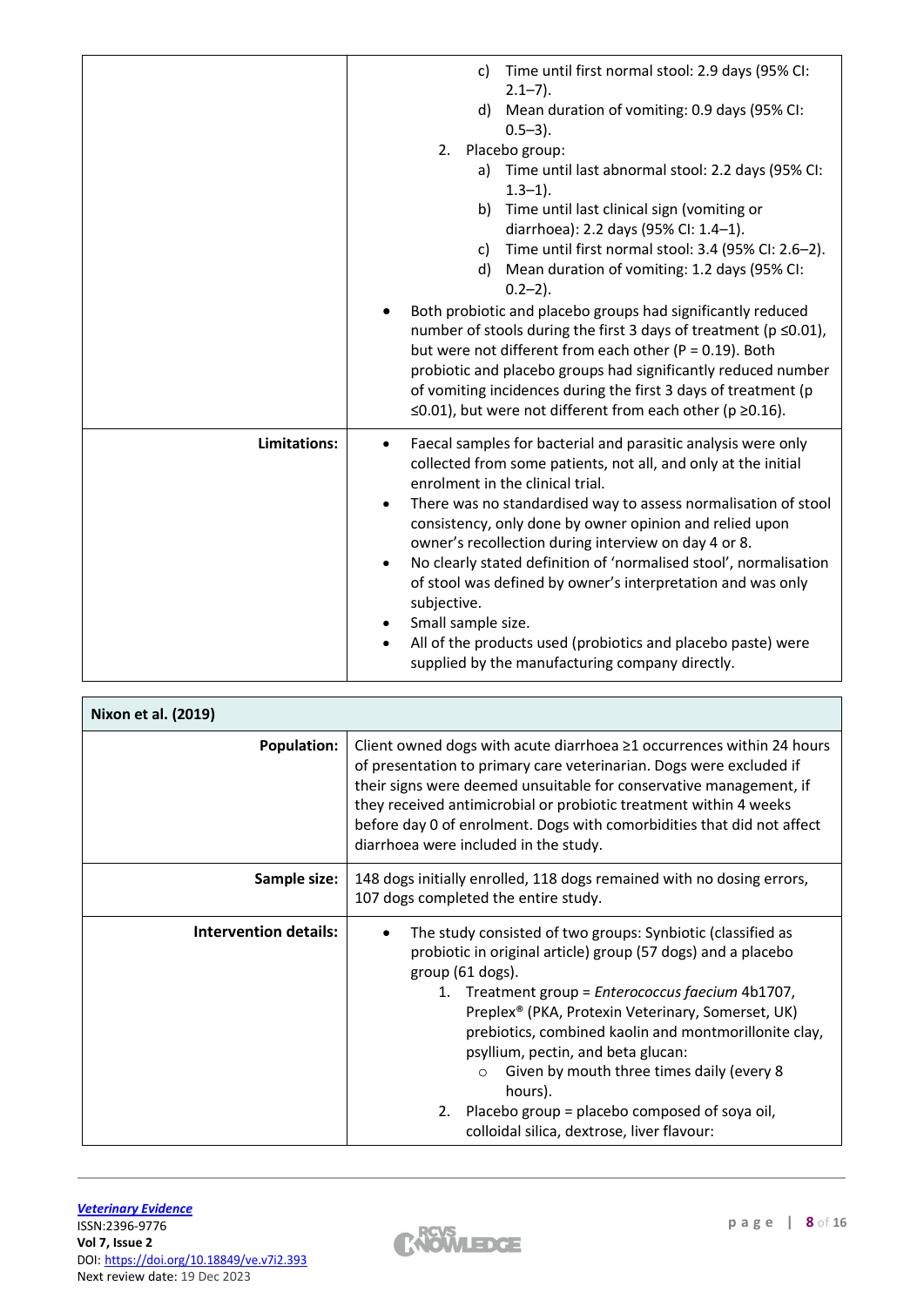| | |
|---|---|
| | c) Time until first normal stool: 2.9 days (95% CI: 2.1–7).<br>d) Mean duration of vomiting: 0.9 days (95% CI: 0.5–3).<br>2. Placebo group:<br>a) Time until last abnormal stool: 2.2 days (95% CI: 1.3–1).<br>b) Time until last clinical sign (vomiting or diarrhoea): 2.2 days (95% CI: 1.4–1).<br>c) Time until first normal stool: 3.4 (95% CI: 2.6–2).<br>d) Mean duration of vomiting: 1.2 days (95% CI: 0.2–2).<br>• Both probiotic and placebo groups had significantly reduced number of stools during the first 3 days of treatment ($p \leq 0.01$), but were not different from each other ($P = 0.19$). Both probiotic and placebo groups had significantly reduced number of vomiting incidences during the first 3 days of treatment ($p \leq 0.01$), but were not different from each other ($p \geq 0.16$). |
| **Limitations:** | • Faecal samples for bacterial and parasitic analysis were only collected from some patients, not all, and only at the initial enrolment in the clinical trial.<br>• There was no standardised way to assess normalisation of stool consistency, only done by owner opinion and relied upon owner's recollection during interview on day 4 or 8.<br>• No clearly stated definition of 'normalised stool', normalisation of stool was defined by owner's interpretation and was only subjective.<br>• Small sample size.<br>• All of the products used (probiotics and placebo paste) were supplied by the manufacturing company directly. |

| **Nixon et al. (2019)** | |
|---|---|
| **Population:** | Client owned dogs with acute diarrhoea ≥1 occurrences within 24 hours of presentation to primary care veterinarian. Dogs were excluded if their signs were deemed unsuitable for conservative management, if they received antimicrobial or probiotic treatment within 4 weeks before day 0 of enrolment. Dogs with comorbidities that did not affect diarrhoea were included in the study. |
| **Sample size:** | 148 dogs initially enrolled, 118 dogs remained with no dosing errors, 107 dogs completed the entire study. |
| **Intervention details:** | • The study consisted of two groups: Synbiotic (classified as probiotic in original article) group (57 dogs) and a placebo group (61 dogs).<br>1. Treatment group = *Enterococcus faecium* 4b1707, Preplex® (PKA, Protexin Veterinary, Somerset, UK) prebiotics, combined kaolin and montmorillonite clay, psyllium, pectin, and beta glucan:<br>○ Given by mouth three times daily (every 8 hours).<br>2. Placebo group = placebo composed of soya oil, colloidal silica, dextrose, liver flavour: |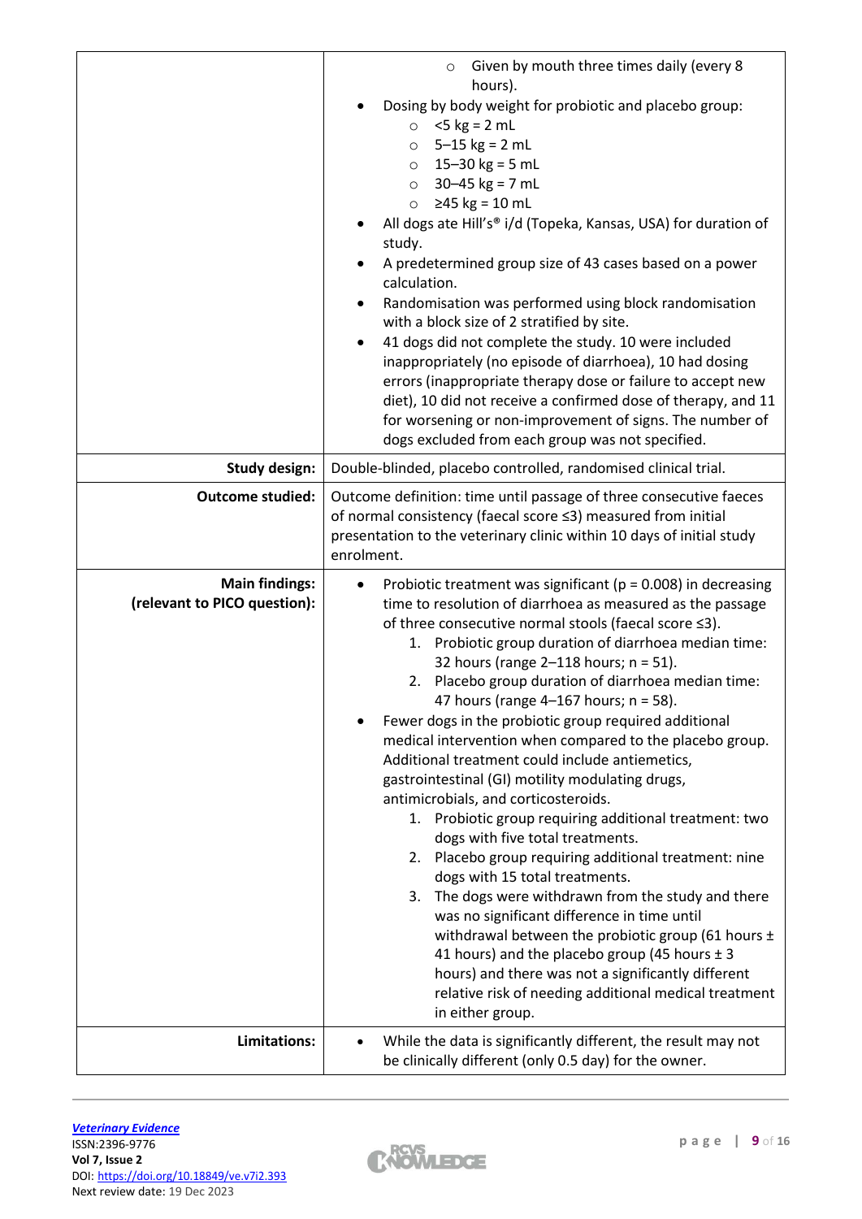| | |
|---|---|
| | <ul><li>Given by mouth three times daily (every 8 hours).</li></ul><ul><li>Dosing by body weight for probiotic and placebo group:<ul><li><5 kg = 2 mL</li><li>5–15 kg = 2 mL</li><li>15–30 kg = 5 mL</li><li>30–45 kg = 7 mL</li><li>≥45 kg = 10 mL</li></ul></li><li>All dogs ate Hill's® i/d (Topeka, Kansas, USA) for duration of study.</li><li>A predetermined group size of 43 cases based on a power calculation.</li><li>Randomisation was performed using block randomisation with a block size of 2 stratified by site.</li><li>41 dogs did not complete the study. 10 were included inappropriately (no episode of diarrhoea), 10 had dosing errors (inappropriate therapy dose or failure to accept new diet), 10 did not receive a confirmed dose of therapy, and 11 for worsening or non-improvement of signs. The number of dogs excluded from each group was not specified.</li></ul> |
| **Study design:** | Double-blinded, placebo controlled, randomised clinical trial. |
| **Outcome studied:** | Outcome definition: time until passage of three consecutive faeces of normal consistency (faecal score ≤3) measured from initial presentation to the veterinary clinic within 10 days of initial study enrolment. |
| **Main findings: (relevant to PICO question):** | <ul><li>Probiotic treatment was significant (p = 0.008) in decreasing time to resolution of diarrhoea as measured as the passage of three consecutive normal stools (faecal score ≤3).<ol><li>Probiotic group duration of diarrhoea median time: 32 hours (range 2–118 hours; n = 51).</li><li>Placebo group duration of diarrhoea median time: 47 hours (range 4–167 hours; n = 58).</li></ol></li><li>Fewer dogs in the probiotic group required additional medical intervention when compared to the placebo group. Additional treatment could include antiemetics, gastrointestinal (GI) motility modulating drugs, antimicrobials, and corticosteroids.<ol><li>Probiotic group requiring additional treatment: two dogs with five total treatments.</li><li>Placebo group requiring additional treatment: nine dogs with 15 total treatments.</li><li>The dogs were withdrawn from the study and there was no significant difference in time until withdrawal between the probiotic group (61 hours ± 41 hours) and the placebo group (45 hours ± 3 hours) and there was not a significantly different relative risk of needing additional medical treatment in either group.</li></ol></li></ul> |
| **Limitations:** | <ul><li>While the data is significantly different, the result may not be clinically different (only 0.5 day) for the owner.</li></ul> |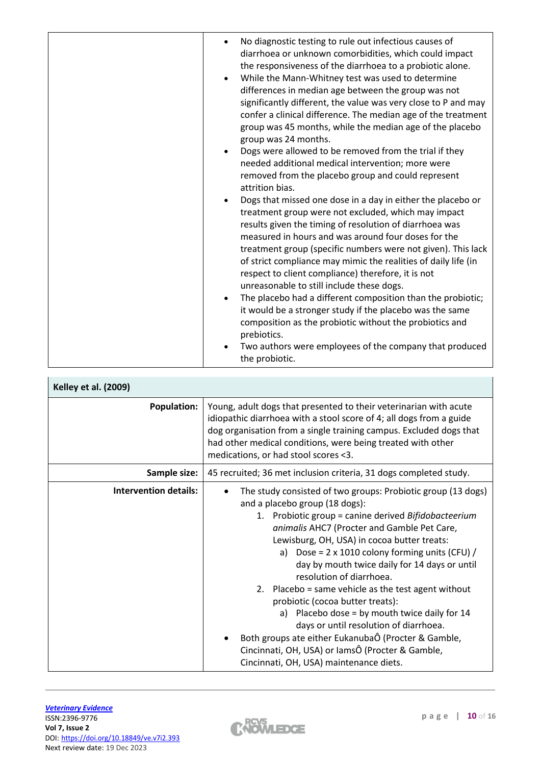| | |
|---|---|
| | • No diagnostic testing to rule out infectious causes of diarrhoea or unknown comorbidities, which could impact the responsiveness of the diarrhoea to a probiotic alone.<br>• While the Mann-Whitney test was used to determine differences in median age between the group was not significantly different, the value was very close to P and may confer a clinical difference. The median age of the treatment group was 45 months, while the median age of the placebo group was 24 months.<br>• Dogs were allowed to be removed from the trial if they needed additional medical intervention; more were removed from the placebo group and could represent attrition bias.<br>• Dogs that missed one dose in a day in either the placebo or treatment group were not excluded, which may impact results given the timing of resolution of diarrhoea was measured in hours and was around four doses for the treatment group (specific numbers were not given). This lack of strict compliance may mimic the realities of daily life (in respect to client compliance) therefore, it is not unreasonable to still include these dogs.<br>• The placebo had a different composition than the probiotic; it would be a stronger study if the placebo was the same composition as the probiotic without the probiotics and prebiotics.<br>• Two authors were employees of the company that produced the probiotic. |

| **Kelley et al. (2009)** | |
|---|---|
| **Population:** | Young, adult dogs that presented to their veterinarian with acute idiopathic diarrhoea with a stool score of 4; all dogs from a guide dog organisation from a single training campus. Excluded dogs that had other medical conditions, were being treated with other medications, or had stool scores <3. |
| **Sample size:** | 45 recruited; 36 met inclusion criteria, 31 dogs completed study. |
| **Intervention details:** | • The study consisted of two groups: Probiotic group (13 dogs) and a placebo group (18 dogs):<br>1. Probiotic group = canine derived *Bifidobacteerium animalis* AHC7 (Procter and Gamble Pet Care, Lewisburg, OH, USA) in cocoa butter treats:<br>a) Dose = 2 x 1010 colony forming units (CFU) / day by mouth twice daily for 14 days or until resolution of diarrhoea.<br>2. Placebo = same vehicle as the test agent without probiotic (cocoa butter treats):<br>a) Placebo dose = by mouth twice daily for 14 days or until resolution of diarrhoea.<br>• Both groups ate either EukanubaÔ (Procter & Gamble, Cincinnati, OH, USA) or IamsÔ (Procter & Gamble, Cincinnati, OH, USA) maintenance diets. |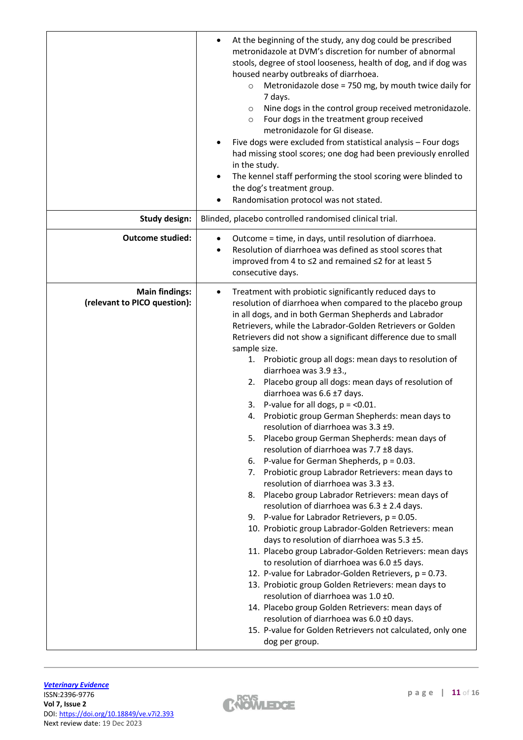| | |
|---|---|
| | • At the beginning of the study, any dog could be prescribed metronidazole at DVM's discretion for number of abnormal stools, degree of stool looseness, health of dog, and if dog was housed nearby outbreaks of diarrhoea.<br>  ○ Metronidazole dose = 750 mg, by mouth twice daily for 7 days.<br>  ○ Nine dogs in the control group received metronidazole.<br>  ○ Four dogs in the treatment group received metronidazole for GI disease.<br>• Five dogs were excluded from statistical analysis – Four dogs had missing stool scores; one dog had been previously enrolled in the study.<br>• The kennel staff performing the stool scoring were blinded to the dog's treatment group.<br>• Randomisation protocol was not stated. |
| **Study design:** | Blinded, placebo controlled randomised clinical trial. |
| **Outcome studied:** | • Outcome = time, in days, until resolution of diarrhoea.<br>• Resolution of diarrhoea was defined as stool scores that improved from 4 to ≤2 and remained ≤2 for at least 5 consecutive days. |
| **Main findings: (relevant to PICO question):** | • Treatment with probiotic significantly reduced days to resolution of diarrhoea when compared to the placebo group in all dogs, and in both German Shepherds and Labrador Retrievers, while the Labrador-Golden Retrievers or Golden Retrievers did not show a significant difference due to small sample size.<br>  1. Probiotic group all dogs: mean days to resolution of diarrhoea was 3.9 ±3.,<br>  2. Placebo group all dogs: mean days of resolution of diarrhoea was 6.6 ±7 days.<br>  3. P-value for all dogs, p = <0.01.<br>  4. Probiotic group German Shepherds: mean days to resolution of diarrhoea was 3.3 ±9.<br>  5. Placebo group German Shepherds: mean days of resolution of diarrhoea was 7.7 ±8 days.<br>  6. P-value for German Shepherds, p = 0.03.<br>  7. Probiotic group Labrador Retrievers: mean days to resolution of diarrhoea was 3.3 ±3.<br>  8. Placebo group Labrador Retrievers: mean days of resolution of diarrhoea was 6.3 ± 2.4 days.<br>  9. P-value for Labrador Retrievers, p = 0.05.<br>  10. Probiotic group Labrador-Golden Retrievers: mean days to resolution of diarrhoea was 5.3 ±5.<br>  11. Placebo group Labrador-Golden Retrievers: mean days to resolution of diarrhoea was 6.0 ±5 days.<br>  12. P-value for Labrador-Golden Retrievers, p = 0.73.<br>  13. Probiotic group Golden Retrievers: mean days to resolution of diarrhoea was 1.0 ±0.<br>  14. Placebo group Golden Retrievers: mean days of resolution of diarrhoea was 6.0 ±0 days.<br>  15. P-value for Golden Retrievers not calculated, only one dog per group. |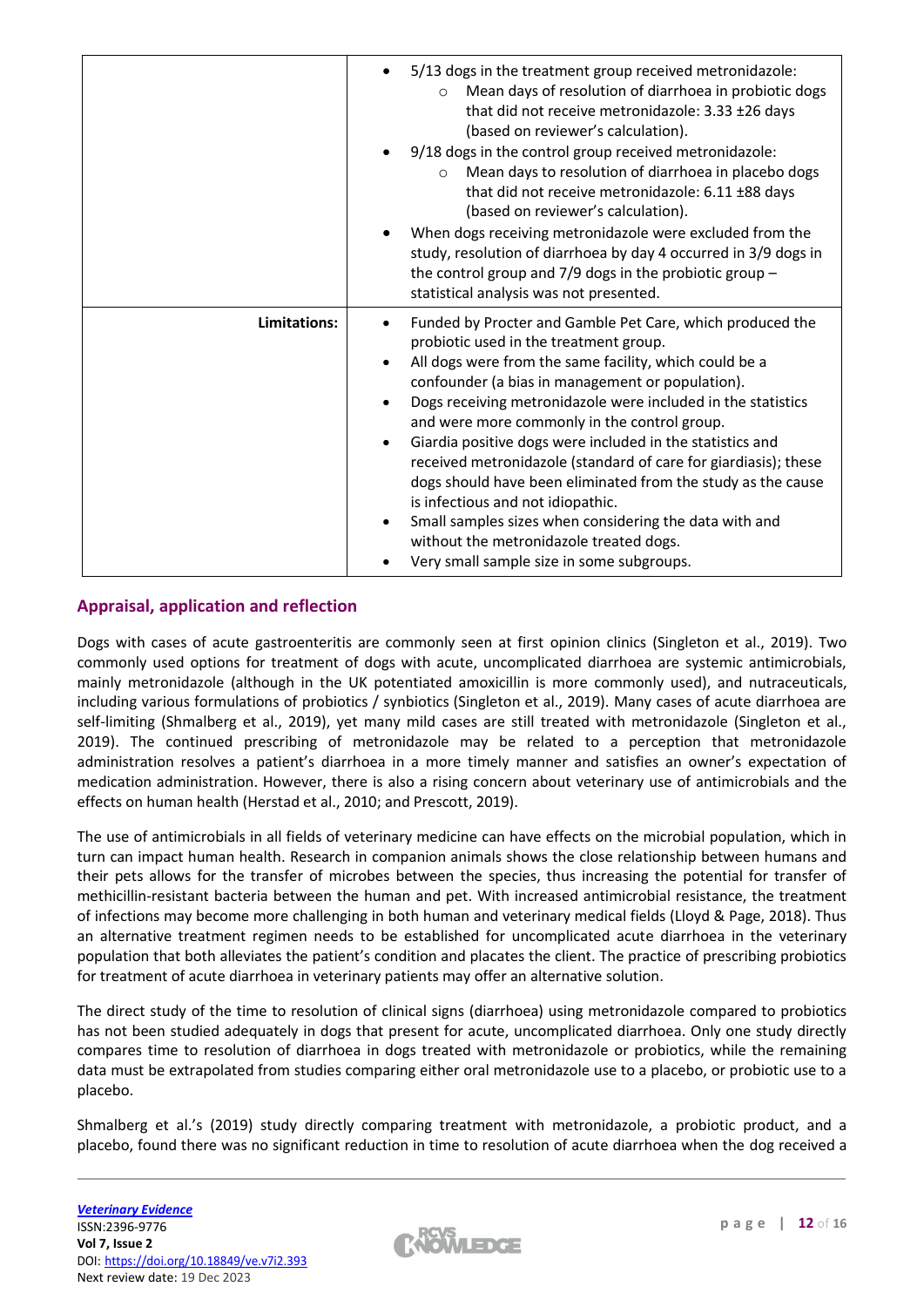| | |
|---|---|
| | <ul><li>5/13 dogs in the treatment group received metronidazole:<ul><li>Mean days of resolution of diarrhoea in probiotic dogs that did not receive metronidazole: 3.33 ±26 days (based on reviewer's calculation).</li></ul></li><li>9/18 dogs in the control group received metronidazole:<ul><li>Mean days to resolution of diarrhoea in placebo dogs that did not receive metronidazole: 6.11 ±88 days (based on reviewer's calculation).</li></ul></li><li>When dogs receiving metronidazole were excluded from the study, resolution of diarrhoea by day 4 occurred in 3/9 dogs in the control group and 7/9 dogs in the probiotic group – statistical analysis was not presented.</li></ul> |
| **Limitations:** | <ul><li>Funded by Procter and Gamble Pet Care, which produced the probiotic used in the treatment group.</li><li>All dogs were from the same facility, which could be a confounder (a bias in management or population).</li><li>Dogs receiving metronidazole were included in the statistics and were more commonly in the control group.</li><li>Giardia positive dogs were included in the statistics and received metronidazole (standard of care for giardiasis); these dogs should have been eliminated from the study as the cause is infectious and not idiopathic.</li><li>Small samples sizes when considering the data with and without the metronidazole treated dogs.</li><li>Very small sample size in some subgroups.</li></ul> |

## Appraisal, application and reflection

Dogs with cases of acute gastroenteritis are commonly seen at first opinion clinics (Singleton et al., 2019). Two commonly used options for treatment of dogs with acute, uncomplicated diarrhoea are systemic antimicrobials, mainly metronidazole (although in the UK potentiated amoxicillin is more commonly used), and nutraceuticals, including various formulations of probiotics / synbiotics (Singleton et al., 2019). Many cases of acute diarrhoea are self-limiting (Shmalberg et al., 2019), yet many mild cases are still treated with metronidazole (Singleton et al., 2019). The continued prescribing of metronidazole may be related to a perception that metronidazole administration resolves a patient's diarrhoea in a more timely manner and satisfies an owner's expectation of medication administration. However, there is also a rising concern about veterinary use of antimicrobials and the effects on human health (Herstad et al., 2010; and Prescott, 2019).

The use of antimicrobials in all fields of veterinary medicine can have effects on the microbial population, which in turn can impact human health. Research in companion animals shows the close relationship between humans and their pets allows for the transfer of microbes between the species, thus increasing the potential for transfer of methicillin-resistant bacteria between the human and pet. With increased antimicrobial resistance, the treatment of infections may become more challenging in both human and veterinary medical fields (Lloyd & Page, 2018). Thus an alternative treatment regimen needs to be established for uncomplicated acute diarrhoea in the veterinary population that both alleviates the patient's condition and placates the client. The practice of prescribing probiotics for treatment of acute diarrhoea in veterinary patients may offer an alternative solution.

The direct study of the time to resolution of clinical signs (diarrhoea) using metronidazole compared to probiotics has not been studied adequately in dogs that present for acute, uncomplicated diarrhoea. Only one study directly compares time to resolution of diarrhoea in dogs treated with metronidazole or probiotics, while the remaining data must be extrapolated from studies comparing either oral metronidazole use to a placebo, or probiotic use to a placebo.

Shmalberg et al.'s (2019) study directly comparing treatment with metronidazole, a probiotic product, and a placebo, found there was no significant reduction in time to resolution of acute diarrhoea when the dog received a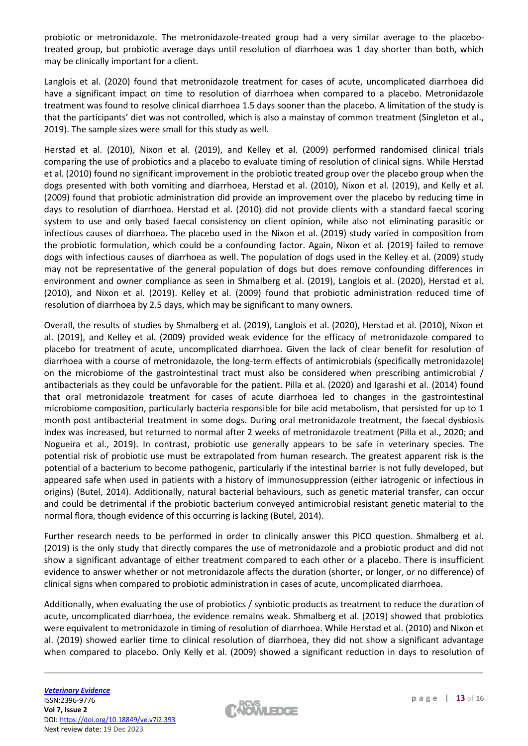probiotic or metronidazole. The metronidazole-treated group had a very similar average to the placebo-treated group, but probiotic average days until resolution of diarrhoea was 1 day shorter than both, which may be clinically important for a client.

Langlois et al. (2020) found that metronidazole treatment for cases of acute, uncomplicated diarrhoea did have a significant impact on time to resolution of diarrhoea when compared to a placebo. Metronidazole treatment was found to resolve clinical diarrhoea 1.5 days sooner than the placebo. A limitation of the study is that the participants' diet was not controlled, which is also a mainstay of common treatment (Singleton et al., 2019). The sample sizes were small for this study as well.

Herstad et al. (2010), Nixon et al. (2019), and Kelley et al. (2009) performed randomised clinical trials comparing the use of probiotics and a placebo to evaluate timing of resolution of clinical signs. While Herstad et al. (2010) found no significant improvement in the probiotic treated group over the placebo group when the dogs presented with both vomiting and diarrhoea, Herstad et al. (2010), Nixon et al. (2019), and Kelly et al. (2009) found that probiotic administration did provide an improvement over the placebo by reducing time in days to resolution of diarrhoea. Herstad et al. (2010) did not provide clients with a standard faecal scoring system to use and only based faecal consistency on client opinion, while also not eliminating parasitic or infectious causes of diarrhoea. The placebo used in the Nixon et al. (2019) study varied in composition from the probiotic formulation, which could be a confounding factor. Again, Nixon et al. (2019) failed to remove dogs with infectious causes of diarrhoea as well. The population of dogs used in the Kelley et al. (2009) study may not be representative of the general population of dogs but does remove confounding differences in environment and owner compliance as seen in Shmalberg et al. (2019), Langlois et al. (2020), Herstad et al. (2010), and Nixon et al. (2019). Kelley et al. (2009) found that probiotic administration reduced time of resolution of diarrhoea by 2.5 days, which may be significant to many owners.

Overall, the results of studies by Shmalberg et al. (2019), Langlois et al. (2020), Herstad et al. (2010), Nixon et al. (2019), and Kelley et al. (2009) provided weak evidence for the efficacy of metronidazole compared to placebo for treatment of acute, uncomplicated diarrhoea. Given the lack of clear benefit for resolution of diarrhoea with a course of metronidazole, the long-term effects of antimicrobials (specifically metronidazole) on the microbiome of the gastrointestinal tract must also be considered when prescribing antimicrobial / antibacterials as they could be unfavorable for the patient. Pilla et al. (2020) and Igarashi et al. (2014) found that oral metronidazole treatment for cases of acute diarrhoea led to changes in the gastrointestinal microbiome composition, particularly bacteria responsible for bile acid metabolism, that persisted for up to 1 month post antibacterial treatment in some dogs. During oral metronidazole treatment, the faecal dysbiosis index was increased, but returned to normal after 2 weeks of metronidazole treatment (Pilla et al., 2020; and Nogueira et al., 2019). In contrast, probiotic use generally appears to be safe in veterinary species. The potential risk of probiotic use must be extrapolated from human research. The greatest apparent risk is the potential of a bacterium to become pathogenic, particularly if the intestinal barrier is not fully developed, but appeared safe when used in patients with a history of immunosuppression (either iatrogenic or infectious in origins) (Butel, 2014). Additionally, natural bacterial behaviours, such as genetic material transfer, can occur and could be detrimental if the probiotic bacterium conveyed antimicrobial resistant genetic material to the normal flora, though evidence of this occurring is lacking (Butel, 2014).

Further research needs to be performed in order to clinically answer this PICO question. Shmalberg et al. (2019) is the only study that directly compares the use of metronidazole and a probiotic product and did not show a significant advantage of either treatment compared to each other or a placebo. There is insufficient evidence to answer whether or not metronidazole affects the duration (shorter, or longer, or no difference) of clinical signs when compared to probiotic administration in cases of acute, uncomplicated diarrhoea.

Additionally, when evaluating the use of probiotics / synbiotic products as treatment to reduce the duration of acute, uncomplicated diarrhoea, the evidence remains weak. Shmalberg et al. (2019) showed that probiotics were equivalent to metronidazole in timing of resolution of diarrhoea. While Herstad et al. (2010) and Nixon et al. (2019) showed earlier time to clinical resolution of diarrhoea, they did not show a significant advantage when compared to placebo. Only Kelly et al. (2009) showed a significant reduction in days to resolution of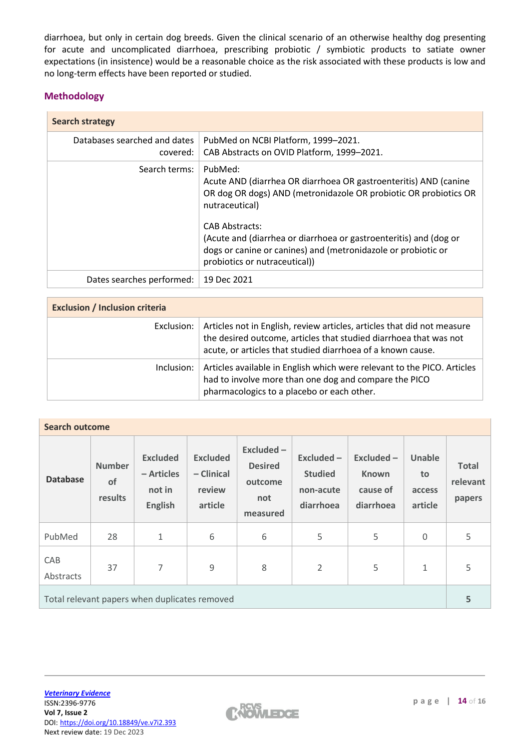diarrhoea, but only in certain dog breeds. Given the clinical scenario of an otherwise healthy dog presenting for acute and uncomplicated diarrhoea, prescribing probiotic / symbiotic products to satiate owner expectations (in insistence) would be a reasonable choice as the risk associated with these products is low and no long-term effects have been reported or studied.

## Methodology

| Search strategy | |
|---|---|
| Databases searched and dates covered: | PubMed on NCBI Platform, 1999–2021.<br>CAB Abstracts on OVID Platform, 1999–2021. |
| Search terms: | PubMed:<br>Acute AND (diarrhea OR diarrhoea OR gastroenteritis) AND (canine OR dog OR dogs) AND (metronidazole OR probiotic OR probiotics OR nutraceutical)<br><br>CAB Abstracts:<br>(Acute and (diarrhea or diarrhoea or gastroenteritis) and (dog or dogs or canine or canines) and (metronidazole or probiotic or probiotics or nutraceutical)) |
| Dates searches performed: | 19 Dec 2021 |

| Exclusion / Inclusion criteria | |
|---|---|
| Exclusion: | Articles not in English, review articles, articles that did not measure the desired outcome, articles that studied diarrhoea that was not acute, or articles that studied diarrhoea of a known cause. |
| Inclusion: | Articles available in English which were relevant to the PICO. Articles had to involve more than one dog and compare the PICO pharmacologics to a placebo or each other. |

**Search outcome**

| Database | Number of results | Excluded – Articles not in English | Excluded – Clinical review article | Excluded – Desired outcome not measured | Excluded – Studied non-acute diarrhoea | Excluded – Known cause of diarrhoea | Unable to access article | Total relevant papers |
|---|---|---|---|---|---|---|---|---|
| PubMed | 28 | 1 | 6 | 6 | 5 | 5 | 0 | 5 |
| CAB Abstracts | 37 | 7 | 9 | 8 | 2 | 5 | 1 | 5 |
| Total relevant papers when duplicates removed | | | | | | | | 5 |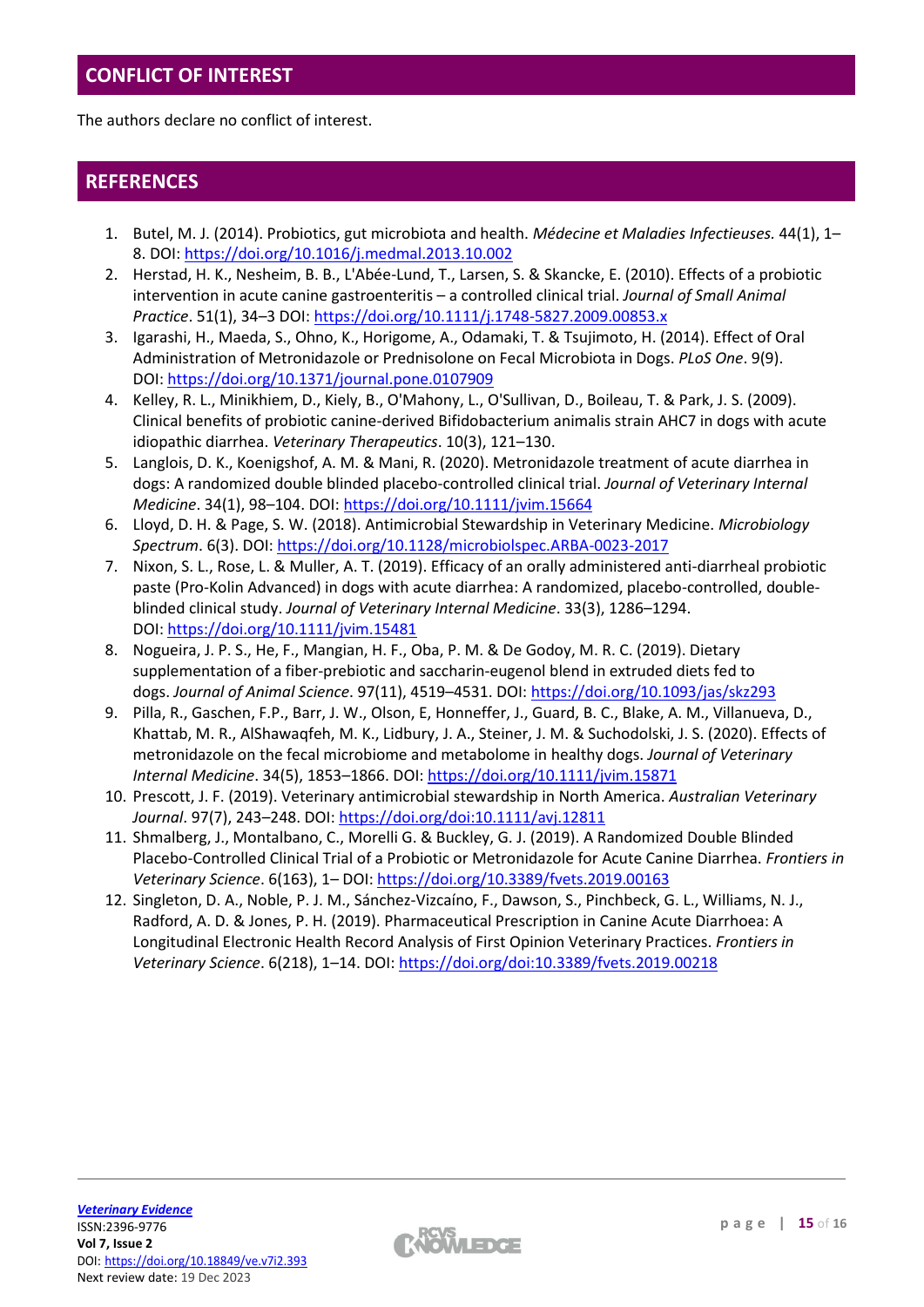## CONFLICT OF INTEREST

The authors declare no conflict of interest.

## REFERENCES

1. Butel, M. J. (2014). Probiotics, gut microbiota and health. *Médecine et Maladies Infectieuses.* 44(1), 1–8. DOI: https://doi.org/10.1016/j.medmal.2013.10.002
2. Herstad, H. K., Nesheim, B. B., L'Abée-Lund, T., Larsen, S. & Skancke, E. (2010). Effects of a probiotic intervention in acute canine gastroenteritis – a controlled clinical trial. *Journal of Small Animal Practice*. 51(1), 34–3 DOI: https://doi.org/10.1111/j.1748-5827.2009.00853.x
3. Igarashi, H., Maeda, S., Ohno, K., Horigome, A., Odamaki, T. & Tsujimoto, H. (2014). Effect of Oral Administration of Metronidazole or Prednisolone on Fecal Microbiota in Dogs. *PLoS One*. 9(9). DOI: https://doi.org/10.1371/journal.pone.0107909
4. Kelley, R. L., Minikhiem, D., Kiely, B., O'Mahony, L., O'Sullivan, D., Boileau, T. & Park, J. S. (2009). Clinical benefits of probiotic canine-derived Bifidobacterium animalis strain AHC7 in dogs with acute idiopathic diarrhea. *Veterinary Therapeutics*. 10(3), 121–130.
5. Langlois, D. K., Koenigshof, A. M. & Mani, R. (2020). Metronidazole treatment of acute diarrhea in dogs: A randomized double blinded placebo-controlled clinical trial. *Journal of Veterinary Internal Medicine*. 34(1), 98–104. DOI: https://doi.org/10.1111/jvim.15664
6. Lloyd, D. H. & Page, S. W. (2018). Antimicrobial Stewardship in Veterinary Medicine. *Microbiology Spectrum*. 6(3). DOI: https://doi.org/10.1128/microbiolspec.ARBA-0023-2017
7. Nixon, S. L., Rose, L. & Muller, A. T. (2019). Efficacy of an orally administered anti-diarrheal probiotic paste (Pro-Kolin Advanced) in dogs with acute diarrhea: A randomized, placebo-controlled, double-blinded clinical study. *Journal of Veterinary Internal Medicine*. 33(3), 1286–1294. DOI: https://doi.org/10.1111/jvim.15481
8. Nogueira, J. P. S., He, F., Mangian, H. F., Oba, P. M. & De Godoy, M. R. C. (2019). Dietary supplementation of a fiber-prebiotic and saccharin-eugenol blend in extruded diets fed to dogs. *Journal of Animal Science*. 97(11), 4519–4531. DOI: https://doi.org/10.1093/jas/skz293
9. Pilla, R., Gaschen, F.P., Barr, J. W., Olson, E, Honneffer, J., Guard, B. C., Blake, A. M., Villanueva, D., Khattab, M. R., AlShawaqfeh, M. K., Lidbury, J. A., Steiner, J. M. & Suchodolski, J. S. (2020). Effects of metronidazole on the fecal microbiome and metabolome in healthy dogs. *Journal of Veterinary Internal Medicine*. 34(5), 1853–1866. DOI: https://doi.org/10.1111/jvim.15871
10. Prescott, J. F. (2019). Veterinary antimicrobial stewardship in North America. *Australian Veterinary Journal*. 97(7), 243–248. DOI: https://doi.org/doi:10.1111/avj.12811
11. Shmalberg, J., Montalbano, C., Morelli G. & Buckley, G. J. (2019). A Randomized Double Blinded Placebo-Controlled Clinical Trial of a Probiotic or Metronidazole for Acute Canine Diarrhea. *Frontiers in Veterinary Science*. 6(163), 1– DOI: https://doi.org/10.3389/fvets.2019.00163
12. Singleton, D. A., Noble, P. J. M., Sánchez-Vizcaíno, F., Dawson, S., Pinchbeck, G. L., Williams, N. J., Radford, A. D. & Jones, P. H. (2019). Pharmaceutical Prescription in Canine Acute Diarrhoea: A Longitudinal Electronic Health Record Analysis of First Opinion Veterinary Practices. *Frontiers in Veterinary Science*. 6(218), 1–14. DOI: https://doi.org/doi:10.3389/fvets.2019.00218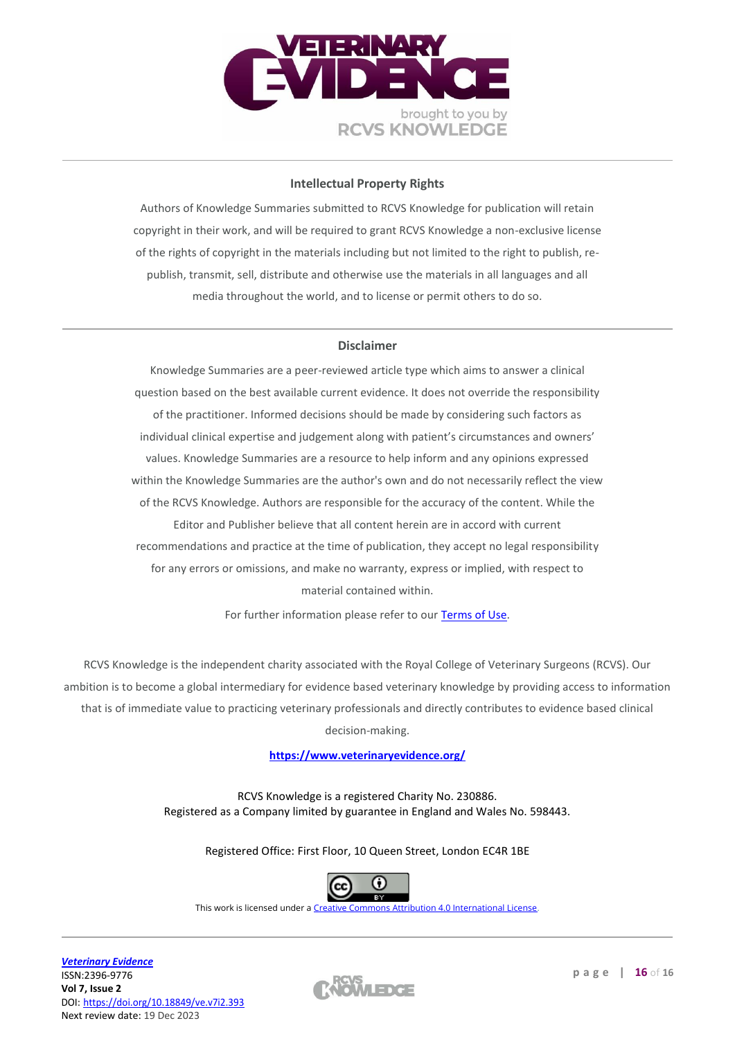## Intellectual Property Rights

Authors of Knowledge Summaries submitted to RCVS Knowledge for publication will retain copyright in their work, and will be required to grant RCVS Knowledge a non-exclusive license of the rights of copyright in the materials including but not limited to the right to publish, re-publish, transmit, sell, distribute and otherwise use the materials in all languages and all media throughout the world, and to license or permit others to do so.

## Disclaimer

Knowledge Summaries are a peer-reviewed article type which aims to answer a clinical question based on the best available current evidence. It does not override the responsibility of the practitioner. Informed decisions should be made by considering such factors as individual clinical expertise and judgement along with patient's circumstances and owners' values. Knowledge Summaries are a resource to help inform and any opinions expressed within the Knowledge Summaries are the author's own and do not necessarily reflect the view of the RCVS Knowledge. Authors are responsible for the accuracy of the content. While the Editor and Publisher believe that all content herein are in accord with current recommendations and practice at the time of publication, they accept no legal responsibility for any errors or omissions, and make no warranty, express or implied, with respect to material contained within.

For further information please refer to our [Terms of Use](#).

RCVS Knowledge is the independent charity associated with the Royal College of Veterinary Surgeons (RCVS). Our ambition is to become a global intermediary for evidence based veterinary knowledge by providing access to information that is of immediate value to practicing veterinary professionals and directly contributes to evidence based clinical decision-making.

**https://www.veterinaryevidence.org/**

RCVS Knowledge is a registered Charity No. 230886.
Registered as a Company limited by guarantee in England and Wales No. 598443.

Registered Office: First Floor, 10 Queen Street, London EC4R 1BE

This work is licensed under a [Creative Commons Attribution 4.0 International License](#).

*Veterinary Evidence*
ISSN:2396-9776
**Vol 7, Issue 2**
DOI: https://doi.org/10.18849/ve.v7i2.393
Next review date: 19 Dec 2023